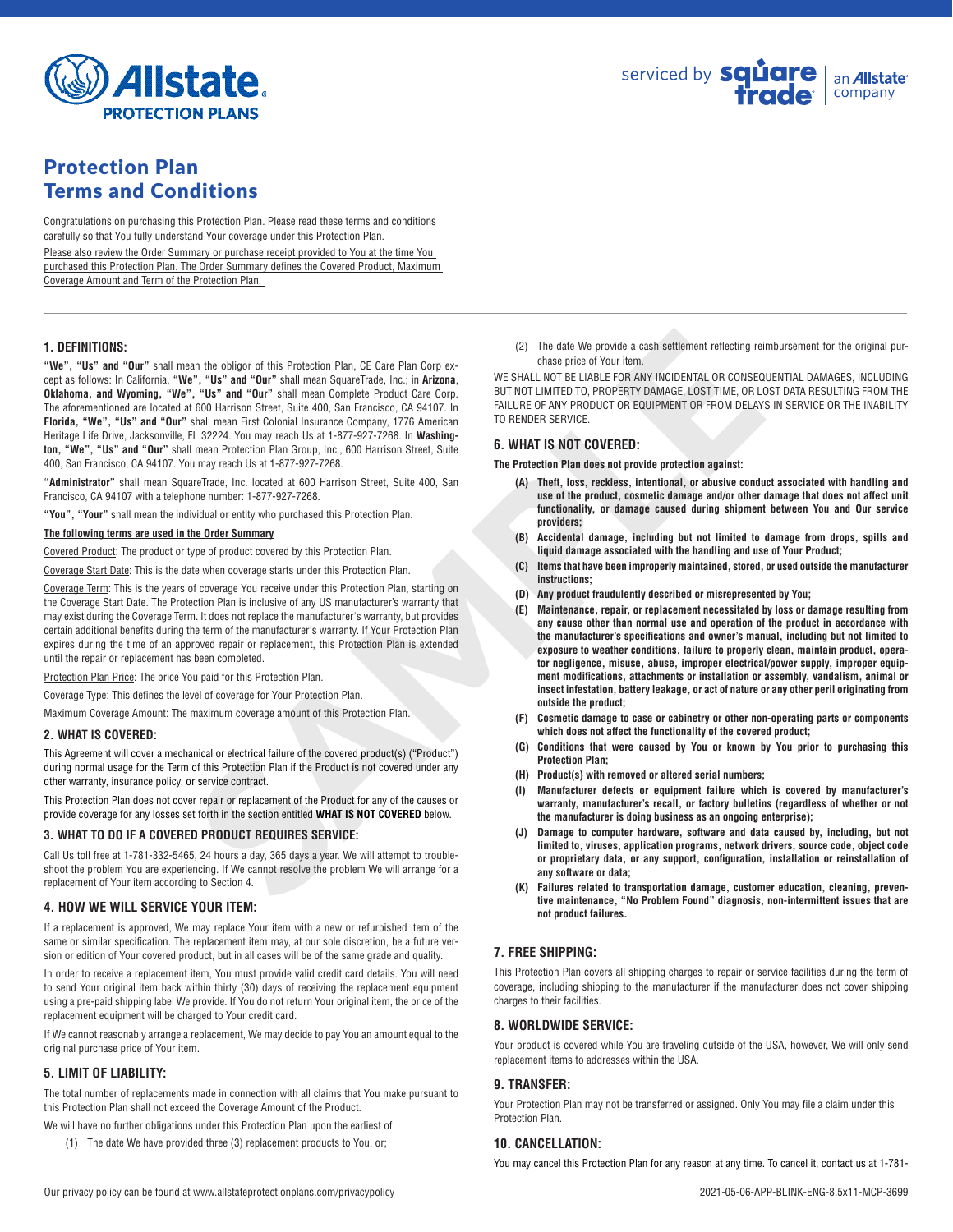# Protection Plan Terms and Conditions

Congratulations on purchasing this Protection Plan. Please read these terms and conditions carefully so that You fully understand Your coverage under this Protection Plan.

Please also review the Order Summary or purchase receipt provided to You at the time You purchased this Protection Plan. The Order Summary defines the Covered Product, Maximum Coverage Amount and Term of the Protection Plan.

## 1. DEFINITIONS:

**"We", "Us" and "Our"** shall mean the obligor of this Protection Plan, CE Care Plan Corp except as follows: In California, **"We", "Us" and "Our"** shall mean SquareTrade, Inc.; in **Arizona, Oklahoma, and Wyoming, "We", "Us" and "Our"** shall mean Complete Product Care Corp. The aforementioned are located at 600 Harrison Street, Suite 400, San Francisco, CA 94107. In **Florida, "We", "Us" and "Our"** shall mean First Colonial Insurance Company, 1776 American Heritage Life Drive, Jacksonville, FL 32224. You may reach Us at 1-877-927-7268. In **Washington, "We", "Us" and "Our"** shall mean Protection Plan Group, Inc., 600 Harrison Street, Suite 400, San Francisco, CA 94107. You may reach Us at 1-877-927-7268.

**"Administrator"** shall mean SquareTrade, Inc. located at 600 Harrison Street, Suite 400, San Francisco, CA 94107 with a telephone number: 1-877-927-7268.

**"You", "Your"** shall mean the individual or entity who purchased this Protection Plan.

**The following terms are used in the Order Summary**

Covered Product: The product or type of product covered by this Protection Plan.

Coverage Start Date: This is the date when coverage starts under this Protection Plan.

Coverage Term: This is the years of coverage You receive under this Protection Plan, starting on the Coverage Start Date. The Protection Plan is inclusive of any US manufacturer's warranty that may exist during the Coverage Term. It does not replace the manufacturer's warranty, but provides certain additional benefits during the term of the manufacturer's warranty. If Your Protection Plan expires during the time of an approved repair or replacement, this Protection Plan is extended until the repair or replacement has been completed.

Protection Plan Price: The price You paid for this Protection Plan.

Coverage Type: This defines the level of coverage for Your Protection Plan.

Maximum Coverage Amount: The maximum coverage amount of this Protection Plan.

## 2. WHAT IS COVERED:

This Agreement will cover a mechanical or electrical failure of the covered product(s) ("Product") during normal usage for the Term of this Protection Plan if the Product is not covered under any other warranty, insurance policy, or service contract.

This Protection Plan does not cover repair or replacement of the Product for any of the causes or provide coverage for any losses set forth in the section entitled **WHAT IS NOT COVERED** below.

## 3. WHAT TO DO IF A COVERED PRODUCT REQUIRES SERVICE:

Call Us toll free at 1-781-332-5465, 24 hours a day, 365 days a year. We will attempt to troubleshoot the problem You are experiencing. If We cannot resolve the problem We will arrange for a replacement of Your item according to Section 4.

## 4. HOW WE WILL SERVICE YOUR ITEM:

If a replacement is approved, We may replace Your item with a new or refurbished item of the same or similar specification. The replacement item may, at our sole discretion, be a future version or edition of Your covered product, but in all cases will be of the same grade and quality.

In order to receive a replacement item, You must provide valid credit card details. You will need to send Your original item back within thirty (30) days of receiving the replacement equipment using a pre-paid shipping label We provide. If You do not return Your original item, the price of the replacement equipment will be charged to Your credit card.

If We cannot reasonably arrange a replacement, We may decide to pay You an amount equal to the original purchase price of Your item.

## 5. LIMIT OF LIABILITY:

The total number of replacements made in connection with all claims that You make pursuant to this Protection Plan shall not exceed the Coverage Amount of the Product.

We will have no further obligations under this Protection Plan upon the earliest of

(1) The date We have provided three (3) replacement products to You, or;

(2) The date We provide a cash settlement reflecting reimbursement for the original purchase price of Your item.

WE SHALL NOT BE LIABLE FOR ANY INCIDENTAL OR CONSEQUENTIAL DAMAGES, INCLUDING BUT NOT LIMITED TO, PROPERTY DAMAGE, LOST TIME, OR LOST DATA RESULTING FROM THE FAILURE OF ANY PRODUCT OR EQUIPMENT OR FROM DELAYS IN SERVICE OR THE INABILITY TO RENDER SERVICE.

## 6. WHAT IS NOT COVERED:

**The Protection Plan does not provide protection against:**

**(A) Theft, loss, reckless, intentional, or abusive conduct associated with handling and use of the product, cosmetic damage and/or other damage that does not affect unit functionality, or damage caused during shipment between You and Our service providers;**

**(B) Accidental damage, including but not limited to damage from drops, spills and liquid damage associated with the handling and use of Your Product;**

**(C) Items that have been improperly maintained, stored, or used outside the manufacturer instructions;**

**(D) Any product fraudulently described or misrepresented by You;**

**(E) Maintenance, repair, or replacement necessitated by loss or damage resulting from any cause other than normal use and operation of the product in accordance with the manufacturer's specifications and owner's manual, including but not limited to exposure to weather conditions, failure to properly clean, maintain product, operator negligence, misuse, abuse, improper electrical/power supply, improper equipment modifications, attachments or installation or assembly, vandalism, animal or insect infestation, battery leakage, or act of nature or any other peril originating from outside the product;**

**(F) Cosmetic damage to case or cabinetry or other non-operating parts or components which does not affect the functionality of the covered product;**

**(G) Conditions that were caused by You or known by You prior to purchasing this Protection Plan;**

**(H) Product(s) with removed or altered serial numbers;**

**(I) Manufacturer defects or equipment failure which is covered by manufacturer's warranty, manufacturer's recall, or factory bulletins (regardless of whether or not the manufacturer is doing business as an ongoing enterprise);**

**(J) Damage to computer hardware, software and data caused by, including, but not limited to, viruses, application programs, network drivers, source code, object code or proprietary data, or any support, configuration, installation or reinstallation of any software or data;**

**(K) Failures related to transportation damage, customer education, cleaning, preventive maintenance, "No Problem Found" diagnosis, non-intermittent issues that are not product failures.**

## 7. FREE SHIPPING:

This Protection Plan covers all shipping charges to repair or service facilities during the term of coverage, including shipping to the manufacturer if the manufacturer does not cover shipping charges to their facilities.

## 8. WORLDWIDE SERVICE:

Your product is covered while You are traveling outside of the USA, however, We will only send replacement items to addresses within the USA.

## 9. TRANSFER:

Your Protection Plan may not be transferred or assigned. Only You may file a claim under this Protection Plan.

## 10. CANCELLATION:

You may cancel this Protection Plan for any reason at any time. To cancel it, contact us at 1-781-

Our privacy policy can be found at www.allstateprotectionplans.com/privacypolicy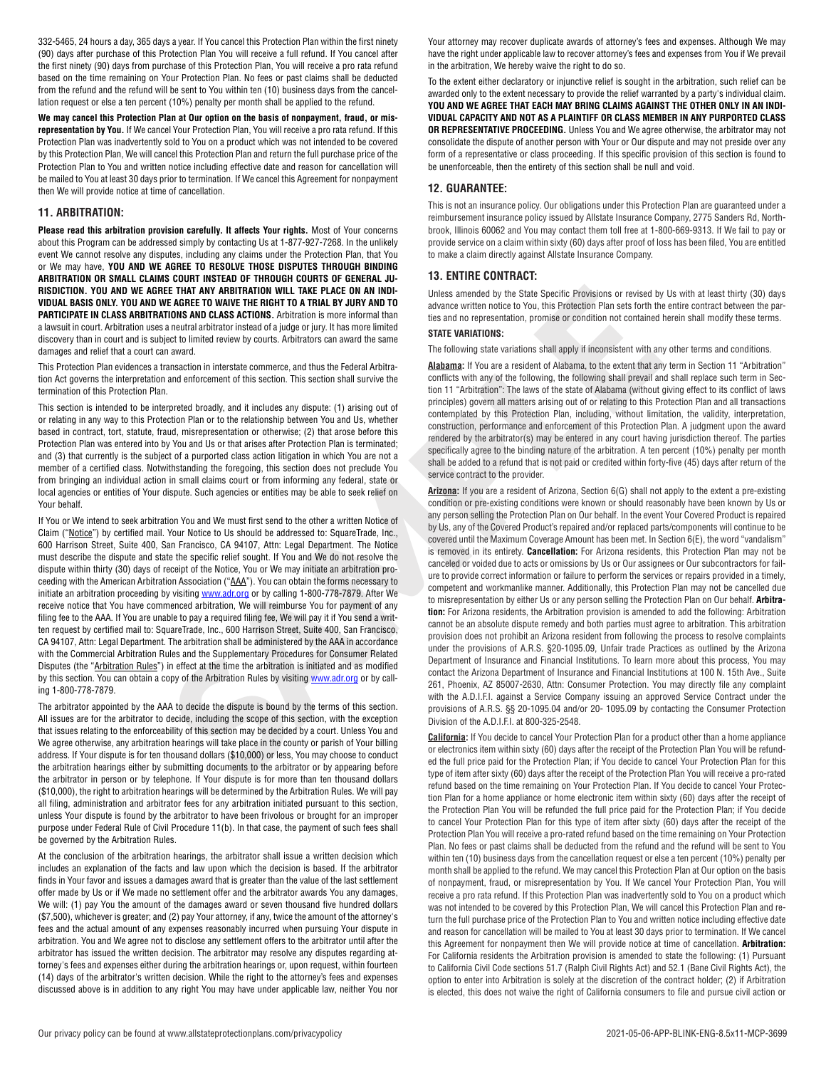332-5465, 24 hours a day, 365 days a year. If You cancel this Protection Plan within the first ninety (90) days after purchase of this Protection Plan You will receive a full refund. If You cancel after the first ninety (90) days from purchase of this Protection Plan, You will receive a pro rata refund based on the time remaining on Your Protection Plan. No fees or past claims shall be deducted from the refund and the refund will be sent to You within ten (10) business days from the cancellation request or else a ten percent (10%) penalty per month shall be applied to the refund.

**We may cancel this Protection Plan at Our option on the basis of nonpayment, fraud, or misrepresentation by You.** If We cancel Your Protection Plan, You will receive a pro rata refund. If this Protection Plan was inadvertently sold to You on a product which was not intended to be covered by this Protection Plan, We will cancel this Protection Plan and return the full purchase price of the Protection Plan to You and written notice including effective date and reason for cancellation will be mailed to You at least 30 days prior to termination. If We cancel this Agreement for nonpayment then We will provide notice at time of cancellation.

## 11. ARBITRATION:

**Please read this arbitration provision carefully. It affects Your rights.** Most of Your concerns about this Program can be addressed simply by contacting Us at 1-877-927-7268. In the unlikely event We cannot resolve any disputes, including any claims under the Protection Plan, that You or We may have, **YOU AND WE AGREE TO RESOLVE THOSE DISPUTES THROUGH BINDING ARBITRATION OR SMALL CLAIMS COURT INSTEAD OF THROUGH COURTS OF GENERAL JURISDICTION. YOU AND WE AGREE THAT ANY ARBITRATION WILL TAKE PLACE ON AN INDIVIDUAL BASIS ONLY. YOU AND WE AGREE TO WAIVE THE RIGHT TO A TRIAL BY JURY AND TO PARTICIPATE IN CLASS ARBITRATIONS AND CLASS ACTIONS.** Arbitration is more informal than a lawsuit in court. Arbitration uses a neutral arbitrator instead of a judge or jury. It has more limited discovery than in court and is subject to limited review by courts. Arbitrators can award the same damages and relief that a court can award.

This Protection Plan evidences a transaction in interstate commerce, and thus the Federal Arbitration Act governs the interpretation and enforcement of this section. This section shall survive the termination of this Protection Plan.

This section is intended to be interpreted broadly, and it includes any dispute: (1) arising out of or relating in any way to this Protection Plan or to the relationship between You and Us, whether based in contract, tort, statute, fraud, misrepresentation or otherwise; (2) that arose before this Protection Plan was entered into by You and Us or that arises after Protection Plan is terminated; and (3) that currently is the subject of a purported class action litigation in which You are not a member of a certified class. Notwithstanding the foregoing, this section does not preclude You from bringing an individual action in small claims court or from informing any federal, state or local agencies or entities of Your dispute. Such agencies or entities may be able to seek relief on Your behalf.

If You or We intend to seek arbitration You and We must first send to the other a written Notice of Claim ("Notice") by certified mail. Your Notice to Us should be addressed to: SquareTrade, Inc., 600 Harrison Street, Suite 400, San Francisco, CA 94107, Attn: Legal Department. The Notice must describe the dispute and state the specific relief sought. If You and We do not resolve the dispute within thirty (30) days of receipt of the Notice, You or We may initiate an arbitration proceeding with the American Arbitration Association ("AAA"). You can obtain the forms necessary to initiate an arbitration proceeding by visiting www.adr.org or by calling 1-800-778-7879. After We receive notice that You have commenced arbitration, We will reimburse You for payment of any filing fee to the AAA. If You are unable to pay a required filing fee, We will pay it if You send a written request by certified mail to: SquareTrade, Inc., 600 Harrison Street, Suite 400, San Francisco, CA 94107, Attn: Legal Department. The arbitration shall be administered by the AAA in accordance with the Commercial Arbitration Rules and the Supplementary Procedures for Consumer Related Disputes (the "Arbitration Rules") in effect at the time the arbitration is initiated and as modified by this section. You can obtain a copy of the Arbitration Rules by visiting www.adr.org or by calling 1-800-778-7879.

The arbitrator appointed by the AAA to decide the dispute is bound by the terms of this section. All issues are for the arbitrator to decide, including the scope of this section, with the exception that issues relating to the enforceability of this section may be decided by a court. Unless You and We agree otherwise, any arbitration hearings will take place in the county or parish of Your billing address. If Your dispute is for ten thousand dollars ($10,000) or less, You may choose to conduct the arbitration hearings either by submitting documents to the arbitrator or by appearing before the arbitrator in person or by telephone. If Your dispute is for more than ten thousand dollars ($10,000), the right to arbitration hearings will be determined by the Arbitration Rules. We will pay all filing, administration and arbitrator fees for any arbitration initiated pursuant to this section, unless Your dispute is found by the arbitrator to have been frivolous or brought for an improper purpose under Federal Rule of Civil Procedure 11(b). In that case, the payment of such fees shall be governed by the Arbitration Rules.

At the conclusion of the arbitration hearings, the arbitrator shall issue a written decision which includes an explanation of the facts and law upon which the decision is based. If the arbitrator finds in Your favor and issues a damages award that is greater than the value of the last settlement offer made by Us or if We made no settlement offer and the arbitrator awards You any damages, We will: (1) pay You the amount of the damages award or seven thousand five hundred dollars ($7,500), whichever is greater; and (2) pay Your attorney, if any, twice the amount of the attorney's fees and the actual amount of any expenses reasonably incurred when pursuing Your dispute in arbitration. You and We agree not to disclose any settlement offers to the arbitrator until after the arbitrator has issued the written decision. The arbitrator may resolve any disputes regarding attorney's fees and expenses either during the arbitration hearings or, upon request, within fourteen (14) days of the arbitrator's written decision. While the right to the attorney's fees and expenses discussed above is in addition to any right You may have under applicable law, neither You nor Your attorney may recover duplicate awards of attorney's fees and expenses. Although We may have the right under applicable law to recover attorney's fees and expenses from You if We prevail in the arbitration, We hereby waive the right to do so.

To the extent either declaratory or injunctive relief is sought in the arbitration, such relief can be awarded only to the extent necessary to provide the relief warranted by a party's individual claim. **YOU AND WE AGREE THAT EACH MAY BRING CLAIMS AGAINST THE OTHER ONLY IN AN INDIVIDUAL CAPACITY AND NOT AS A PLAINTIFF OR CLASS MEMBER IN ANY PURPORTED CLASS OR REPRESENTATIVE PROCEEDING.** Unless You and We agree otherwise, the arbitrator may not consolidate the dispute of another person with Your or Our dispute and may not preside over any form of a representative or class proceeding. If this specific provision of this section is found to be unenforceable, then the entirety of this section shall be null and void.

## 12. GUARANTEE:

This is not an insurance policy. Our obligations under this Protection Plan are guaranteed under a reimbursement insurance policy issued by Allstate Insurance Company, 2775 Sanders Rd, Northbrook, Illinois 60062 and You may contact them toll free at 1-800-669-9313. If We fail to pay or provide service on a claim within sixty (60) days after proof of loss has been filed, You are entitled to make a claim directly against Allstate Insurance Company.

## 13. ENTIRE CONTRACT:

Unless amended by the State Specific Provisions or revised by Us with at least thirty (30) days advance written notice to You, this Protection Plan sets forth the entire contract between the parties and no representation, promise or condition not contained herein shall modify these terms.

### STATE VARIATIONS:

The following state variations shall apply if inconsistent with any other terms and conditions.

**Alabama:** If You are a resident of Alabama, to the extent that any term in Section 11 "Arbitration" conflicts with any of the following, the following shall prevail and shall replace such term in Section 11 "Arbitration": The laws of the state of Alabama (without giving effect to its conflict of laws principles) govern all matters arising out of or relating to this Protection Plan and all transactions contemplated by this Protection Plan, including, without limitation, the validity, interpretation, construction, performance and enforcement of this Protection Plan. A judgment upon the award rendered by the arbitrator(s) may be entered in any court having jurisdiction thereof. The parties specifically agree to the binding nature of the arbitration. A ten percent (10%) penalty per month shall be added to a refund that is not paid or credited within forty-five (45) days after return of the service contract to the provider.

**Arizona:** If you are a resident of Arizona, Section 6(G) shall not apply to the extent a pre-existing condition or pre-existing conditions were known or should reasonably have been known by Us or any person selling the Protection Plan on Our behalf. In the event Your Covered Product is repaired by Us, any of the Covered Product's repaired and/or replaced parts/components will continue to be covered until the Maximum Coverage Amount has been met. In Section 6(E), the word "vandalism" is removed in its entirety. **Cancellation:** For Arizona residents, this Protection Plan may not be canceled or voided due to acts or omissions by Us or Our assignees or Our subcontractors for failure to provide correct information or failure to perform the services or repairs provided in a timely, competent and workmanlike manner. Additionally, this Protection Plan may not be cancelled due to misrepresentation by either Us or any person selling the Protection Plan on Our behalf. **Arbitration:** For Arizona residents, the Arbitration provision is amended to add the following: Arbitration cannot be an absolute dispute remedy and both parties must agree to arbitration. This arbitration provision does not prohibit an Arizona resident from following the process to resolve complaints under the provisions of A.R.S. §20-1095.09, Unfair trade Practices as outlined by the Arizona Department of Insurance and Financial Institutions. To learn more about this process, You may contact the Arizona Department of Insurance and Financial Institutions at 100 N. 15th Ave., Suite 261, Phoenix, AZ 85007-2630, Attn: Consumer Protection. You may directly file any complaint with the A.D.I.F.I. against a Service Company issuing an approved Service Contract under the provisions of A.R.S. §§ 20-1095.04 and/or 20- 1095.09 by contacting the Consumer Protection Division of the A.D.I.F.I. at 800-325-2548.

**California:** If You decide to cancel Your Protection Plan for a product other than a home appliance or electronics item within sixty (60) days after the receipt of the Protection Plan You will be refunded the full price paid for the Protection Plan; if You decide to cancel Your Protection Plan for this type of item after sixty (60) days after the receipt of the Protection Plan You will receive a pro-rated refund based on the time remaining on Your Protection Plan. If You decide to cancel Your Protection Plan for a home appliance or home electronic item within sixty (60) days after the receipt of the Protection Plan You will be refunded the full price paid for the Protection Plan; if You decide to cancel Your Protection Plan for this type of item after sixty (60) days after the receipt of the Protection Plan You will receive a pro-rated refund based on the time remaining on Your Protection Plan. No fees or past claims shall be deducted from the refund and the refund will be sent to You within ten (10) business days from the cancellation request or else a ten percent (10%) penalty per month shall be applied to the refund. We may cancel this Protection Plan at Our option on the basis of nonpayment, fraud, or misrepresentation by You. If We cancel Your Protection Plan, You will receive a pro rata refund. If this Protection Plan was inadvertently sold to You on a product which was not intended to be covered by this Protection Plan, We will cancel this Protection Plan and return the full purchase price of the Protection Plan to You and written notice including effective date and reason for cancellation will be mailed to You at least 30 days prior to termination. If We cancel this Agreement for nonpayment then We will provide notice at time of cancellation. **Arbitration:** For California residents the Arbitration provision is amended to state the following: (1) Pursuant to California Civil Code sections 51.7 (Ralph Civil Rights Act) and 52.1 (Bane Civil Rights Act), the option to enter into Arbitration is solely at the discretion of the contract holder; (2) if Arbitration is elected, this does not waive the right of California consumers to file and pursue civil action or

Our privacy policy can be found at www.allstateprotectionplans.com/privacypolicy

2021-05-06-APP-BLINK-ENG-8.5x11-MCP-3699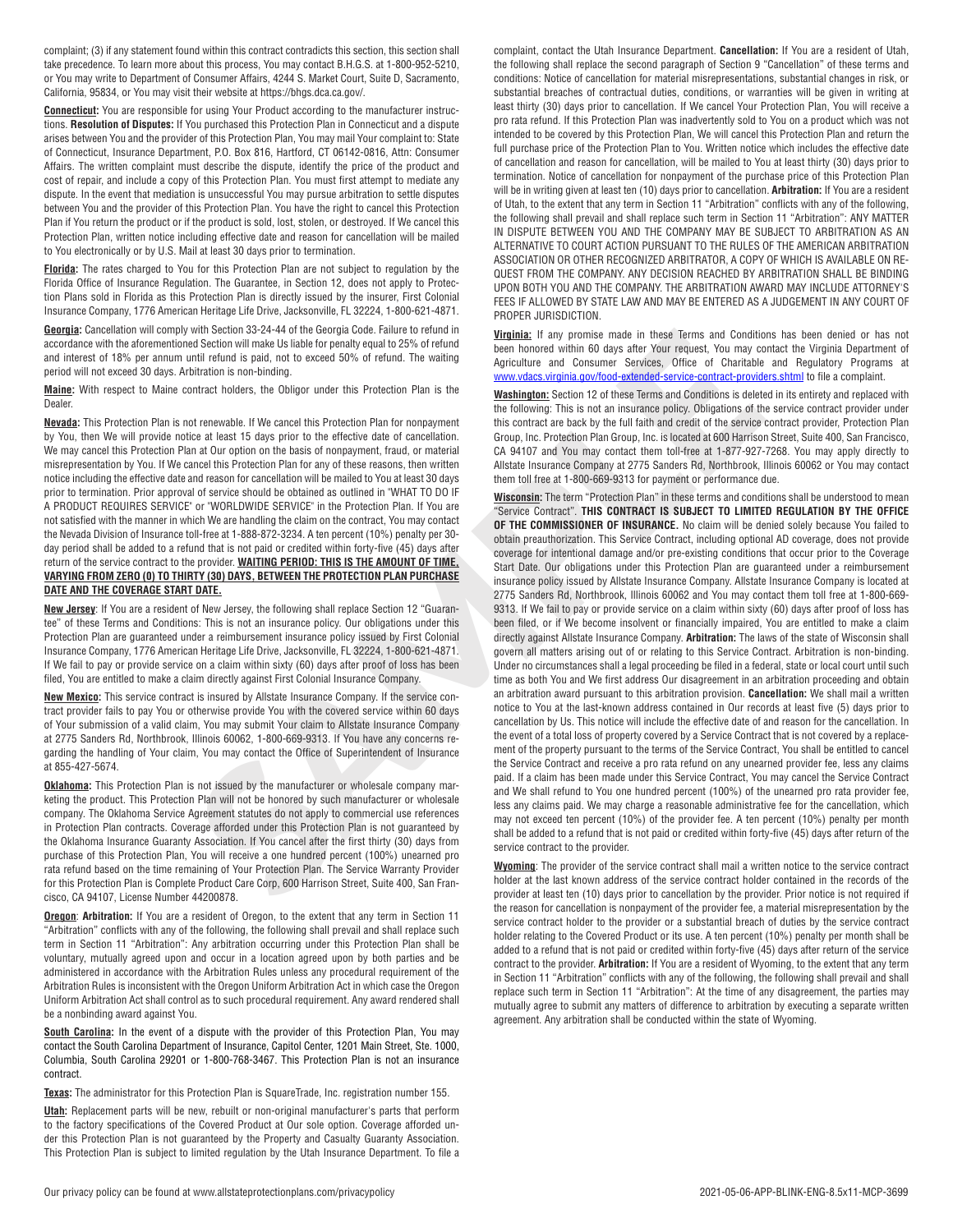complaint; (3) if any statement found within this contract contradicts this section, this section shall take precedence. To learn more about this process, You may contact B.H.G.S. at 1-800-952-5210, or You may write to Department of Consumer Affairs, 4244 S. Market Court, Suite D, Sacramento, California, 95834, or You may visit their website at https://bhgs.dca.ca.gov/.

**Connecticut:** You are responsible for using Your Product according to the manufacturer instructions. **Resolution of Disputes:** If You purchased this Protection Plan in Connecticut and a dispute arises between You and the provider of this Protection Plan, You may mail Your complaint to: State of Connecticut, Insurance Department, P.O. Box 816, Hartford, CT 06142-0816, Attn: Consumer Affairs. The written complaint must describe the dispute, identify the price of the product and cost of repair, and include a copy of this Protection Plan. You must first attempt to mediate any dispute. In the event that mediation is unsuccessful You may pursue arbitration to settle disputes between You and the provider of this Protection Plan. You have the right to cancel this Protection Plan if You return the product or if the product is sold, lost, stolen, or destroyed. If We cancel this Protection Plan, written notice including effective date and reason for cancellation will be mailed to You electronically or by U.S. Mail at least 30 days prior to termination.

**Florida:** The rates charged to You for this Protection Plan are not subject to regulation by the Florida Office of Insurance Regulation. The Guarantee, in Section 12, does not apply to Protection Plans sold in Florida as this Protection Plan is directly issued by the insurer, First Colonial Insurance Company, 1776 American Heritage Life Drive, Jacksonville, FL 32224, 1-800-621-4871.

**Georgia:** Cancellation will comply with Section 33-24-44 of the Georgia Code. Failure to refund in accordance with the aforementioned Section will make Us liable for penalty equal to 25% of refund and interest of 18% per annum until refund is paid, not to exceed 50% of refund. The waiting period will not exceed 30 days. Arbitration is non-binding.

**Maine:** With respect to Maine contract holders, the Obligor under this Protection Plan is the Dealer.

**Nevada:** This Protection Plan is not renewable. If We cancel this Protection Plan for nonpayment by You, then We will provide notice at least 15 days prior to the effective date of cancellation. We may cancel this Protection Plan at Our option on the basis of nonpayment, fraud, or material misrepresentation by You. If We cancel this Protection Plan for any of these reasons, then written notice including the effective date and reason for cancellation will be mailed to You at least 30 days prior to termination. Prior approval of service should be obtained as outlined in "WHAT TO DO IF A PRODUCT REQUIRES SERVICE" or "WORLDWIDE SERVICE" in the Protection Plan. If You are not satisfied with the manner in which We are handling the claim on the contract, You may contact the Nevada Division of Insurance toll-free at 1-888-872-3234. A ten percent (10%) penalty per 30-day period shall be added to a refund that is not paid or credited within forty-five (45) days after return of the service contract to the provider. **WAITING PERIOD: THIS IS THE AMOUNT OF TIME, VARYING FROM ZERO (0) TO THIRTY (30) DAYS, BETWEEN THE PROTECTION PLAN PURCHASE DATE AND THE COVERAGE START DATE.**

**New Jersey**: If You are a resident of New Jersey, the following shall replace Section 12 "Guarantee" of these Terms and Conditions: This is not an insurance policy. Our obligations under this Protection Plan are guaranteed under a reimbursement insurance policy issued by First Colonial Insurance Company, 1776 American Heritage Life Drive, Jacksonville, FL 32224, 1-800-621-4871. If We fail to pay or provide service on a claim within sixty (60) days after proof of loss has been filed, You are entitled to make a claim directly against First Colonial Insurance Company.

**New Mexico:** This service contract is insured by Allstate Insurance Company. If the service contract provider fails to pay You or otherwise provide You with the covered service within 60 days of Your submission of a valid claim, You may submit Your claim to Allstate Insurance Company at 2775 Sanders Rd, Northbrook, Illinois 60062, 1-800-669-9313. If You have any concerns regarding the handling of Your claim, You may contact the Office of Superintendent of Insurance at 855-427-5674.

**Oklahoma:** This Protection Plan is not issued by the manufacturer or wholesale company marketing the product. This Protection Plan will not be honored by such manufacturer or wholesale company. The Oklahoma Service Agreement statutes do not apply to commercial use references in Protection Plan contracts. Coverage afforded under this Protection Plan is not guaranteed by the Oklahoma Insurance Guaranty Association. If You cancel after the first thirty (30) days from purchase of this Protection Plan, You will receive a one hundred percent (100%) unearned pro rata refund based on the time remaining of Your Protection Plan. The Service Warranty Provider for this Protection Plan is Complete Product Care Corp, 600 Harrison Street, Suite 400, San Francisco, CA 94107, License Number 44200878.

**Oregon**: **Arbitration:** If You are a resident of Oregon, to the extent that any term in Section 11 "Arbitration" conflicts with any of the following, the following shall prevail and shall replace such term in Section 11 "Arbitration": Any arbitration occurring under this Protection Plan shall be voluntary, mutually agreed upon and occur in a location agreed upon by both parties and be administered in accordance with the Arbitration Rules unless any procedural requirement of the Arbitration Rules is inconsistent with the Oregon Uniform Arbitration Act in which case the Oregon Uniform Arbitration Act shall control as to such procedural requirement. Any award rendered shall be a nonbinding award against You.

**South Carolina:** In the event of a dispute with the provider of this Protection Plan, You may contact the South Carolina Department of Insurance, Capitol Center, 1201 Main Street, Ste. 1000, Columbia, South Carolina 29201 or 1-800-768-3467. This Protection Plan is not an insurance contract.

**Texas:** The administrator for this Protection Plan is SquareTrade, Inc. registration number 155.

**Utah:** Replacement parts will be new, rebuilt or non-original manufacturer's parts that perform to the factory specifications of the Covered Product at Our sole option. Coverage afforded under this Protection Plan is not guaranteed by the Property and Casualty Guaranty Association. This Protection Plan is subject to limited regulation by the Utah Insurance Department. To file a complaint, contact the Utah Insurance Department. **Cancellation:** If You are a resident of Utah, the following shall replace the second paragraph of Section 9 "Cancellation" of these terms and conditions: Notice of cancellation for material misrepresentations, substantial changes in risk, or substantial breaches of contractual duties, conditions, or warranties will be given in writing at least thirty (30) days prior to cancellation. If We cancel Your Protection Plan, You will receive a pro rata refund. If this Protection Plan was inadvertently sold to You on a product which was not intended to be covered by this Protection Plan, We will cancel this Protection Plan and return the full purchase price of the Protection Plan to You. Written notice which includes the effective date of cancellation and reason for cancellation, will be mailed to You at least thirty (30) days prior to termination. Notice of cancellation for nonpayment of the purchase price of this Protection Plan will be in writing given at least ten (10) days prior to cancellation. **Arbitration:** If You are a resident of Utah, to the extent that any term in Section 11 "Arbitration" conflicts with any of the following, the following shall prevail and shall replace such term in Section 11 "Arbitration": ANY MATTER IN DISPUTE BETWEEN YOU AND THE COMPANY MAY BE SUBJECT TO ARBITRATION AS AN ALTERNATIVE TO COURT ACTION PURSUANT TO THE RULES OF THE AMERICAN ARBITRATION ASSOCIATION OR OTHER RECOGNIZED ARBITRATOR, A COPY OF WHICH IS AVAILABLE ON REQUEST FROM THE COMPANY. ANY DECISION REACHED BY ARBITRATION SHALL BE BINDING UPON BOTH YOU AND THE COMPANY. THE ARBITRATION AWARD MAY INCLUDE ATTORNEY'S FEES IF ALLOWED BY STATE LAW AND MAY BE ENTERED AS A JUDGEMENT IN ANY COURT OF PROPER JURISDICTION.

**Virginia:** If any promise made in these Terms and Conditions has been denied or has not been honored within 60 days after Your request, You may contact the Virginia Department of Agriculture and Consumer Services, Office of Charitable and Regulatory Programs at www.vdacs.virginia.gov/food-extended-service-contract-providers.shtml to file a complaint.

**Washington:** Section 12 of these Terms and Conditions is deleted in its entirety and replaced with the following: This is not an insurance policy. Obligations of the service contract provider under this contract are back by the full faith and credit of the service contract provider, Protection Plan Group, Inc. Protection Plan Group, Inc. is located at 600 Harrison Street, Suite 400, San Francisco, CA 94107 and You may contact them toll-free at 1-877-927-7268. You may apply directly to Allstate Insurance Company at 2775 Sanders Rd, Northbrook, Illinois 60062 or You may contact them toll free at 1-800-669-9313 for payment or performance due.

**Wisconsin:** The term "Protection Plan" in these terms and conditions shall be understood to mean "Service Contract". **THIS CONTRACT IS SUBJECT TO LIMITED REGULATION BY THE OFFICE OF THE COMMISSIONER OF INSURANCE.** No claim will be denied solely because You failed to obtain preauthorization. This Service Contract, including optional AD coverage, does not provide coverage for intentional damage and/or pre-existing conditions that occur prior to the Coverage Start Date. Our obligations under this Protection Plan are guaranteed under a reimbursement insurance policy issued by Allstate Insurance Company. Allstate Insurance Company is located at 2775 Sanders Rd, Northbrook, Illinois 60062 and You may contact them toll free at 1-800-669-9313. If We fail to pay or provide service on a claim within sixty (60) days after proof of loss has been filed, or if We become insolvent or financially impaired, You are entitled to make a claim directly against Allstate Insurance Company. **Arbitration:** The laws of the state of Wisconsin shall govern all matters arising out of or relating to this Service Contract. Arbitration is non-binding. Under no circumstances shall a legal proceeding be filed in a federal, state or local court until such time as both You and We first address Our disagreement in an arbitration proceeding and obtain an arbitration award pursuant to this arbitration provision. **Cancellation:** We shall mail a written notice to You at the last-known address contained in Our records at least five (5) days prior to cancellation by Us. This notice will include the effective date of and reason for the cancellation. In the event of a total loss of property covered by a Service Contract that is not covered by a replacement of the property pursuant to the terms of the Service Contract, You shall be entitled to cancel the Service Contract and receive a pro rata refund on any unearned provider fee, less any claims paid. If a claim has been made under this Service Contract, You may cancel the Service Contract and We shall refund to You one hundred percent (100%) of the unearned pro rata provider fee, less any claims paid. We may charge a reasonable administrative fee for the cancellation, which may not exceed ten percent (10%) of the provider fee. A ten percent (10%) penalty per month shall be added to a refund that is not paid or credited within forty-five (45) days after return of the service contract to the provider.

**Wyoming**: The provider of the service contract shall mail a written notice to the service contract holder at the last known address of the service contract holder contained in the records of the provider at least ten (10) days prior to cancellation by the provider. Prior notice is not required if the reason for cancellation is nonpayment of the provider fee, a material misrepresentation by the service contract holder to the provider or a substantial breach of duties by the service contract holder relating to the Covered Product or its use. A ten percent (10%) penalty per month shall be added to a refund that is not paid or credited within forty-five (45) days after return of the service contract to the provider. **Arbitration:** If You are a resident of Wyoming, to the extent that any term in Section 11 "Arbitration" conflicts with any of the following, the following shall prevail and shall replace such term in Section 11 "Arbitration": At the time of any disagreement, the parties may mutually agree to submit any matters of difference to arbitration by executing a separate written agreement. Any arbitration shall be conducted within the state of Wyoming.

Our privacy policy can be found at www.allstateprotectionplans.com/privacypolicy

2021-05-06-APP-BLINK-ENG-8.5x11-MCP-3699